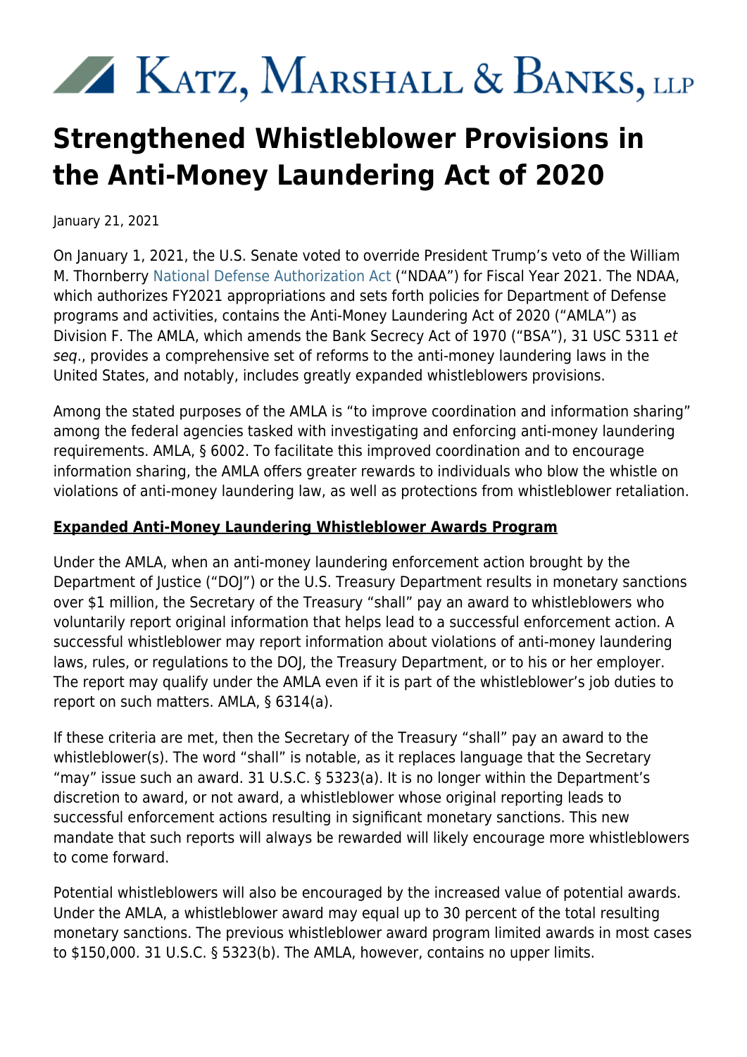Katz, Marshall & Banks, LLP

# Strengthened Whistleblower Provisions in the Anti-Money Laundering Act of 2020

January 21, 2021

On January 1, 2021, the U.S. Senate voted to override President Trump's veto of the William M. Thornberry National Defense Authorization Act ("NDAA") for Fiscal Year 2021. The NDAA, which authorizes FY2021 appropriations and sets forth policies for Department of Defense programs and activities, contains the Anti-Money Laundering Act of 2020 ("AMLA") as Division F. The AMLA, which amends the Bank Secrecy Act of 1970 ("BSA"), 31 USC 5311 *et seq*., provides a comprehensive set of reforms to the anti-money laundering laws in the United States, and notably, includes greatly expanded whistleblowers provisions.

Among the stated purposes of the AMLA is "to improve coordination and information sharing" among the federal agencies tasked with investigating and enforcing anti-money laundering requirements. AMLA, § 6002. To facilitate this improved coordination and to encourage information sharing, the AMLA offers greater rewards to individuals who blow the whistle on violations of anti-money laundering law, as well as protections from whistleblower retaliation.

**Expanded Anti-Money Laundering Whistleblower Awards Program**

Under the AMLA, when an anti-money laundering enforcement action brought by the Department of Justice ("DOJ") or the U.S. Treasury Department results in monetary sanctions over $1 million, the Secretary of the Treasury "shall" pay an award to whistleblowers who voluntarily report original information that helps lead to a successful enforcement action. A successful whistleblower may report information about violations of anti-money laundering laws, rules, or regulations to the DOJ, the Treasury Department, or to his or her employer. The report may qualify under the AMLA even if it is part of the whistleblower's job duties to report on such matters. AMLA, § 6314(a).

If these criteria are met, then the Secretary of the Treasury "shall" pay an award to the whistleblower(s). The word "shall" is notable, as it replaces language that the Secretary "may" issue such an award. 31 U.S.C. § 5323(a). It is no longer within the Department's discretion to award, or not award, a whistleblower whose original reporting leads to successful enforcement actions resulting in significant monetary sanctions. This new mandate that such reports will always be rewarded will likely encourage more whistleblowers to come forward.

Potential whistleblowers will also be encouraged by the increased value of potential awards. Under the AMLA, a whistleblower award may equal up to 30 percent of the total resulting monetary sanctions. The previous whistleblower award program limited awards in most cases to $150,000. 31 U.S.C. § 5323(b). The AMLA, however, contains no upper limits.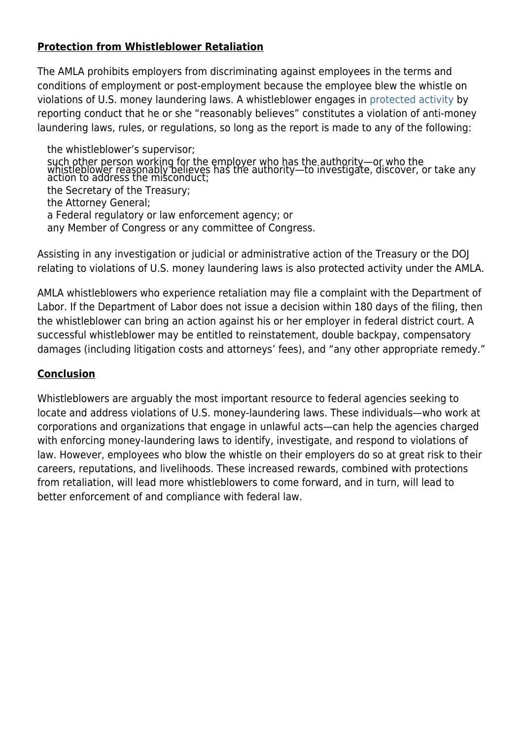**Protection from Whistleblower Retaliation**

The AMLA prohibits employers from discriminating against employees in the terms and conditions of employment or post-employment because the employee blew the whistle on violations of U.S. money laundering laws. A whistleblower engages in protected activity by reporting conduct that he or she "reasonably believes" constitutes a violation of anti-money laundering laws, rules, or regulations, so long as the report is made to any of the following:

- the whistleblower's supervisor;
- such other person working for the employer who has the authority—or who the whistleblower reasonably believes has the authority—to investigate, discover, or take any action to address the misconduct;
- the Secretary of the Treasury;
- the Attorney General;
- a Federal regulatory or law enforcement agency; or
- any Member of Congress or any committee of Congress.

Assisting in any investigation or judicial or administrative action of the Treasury or the DOJ relating to violations of U.S. money laundering laws is also protected activity under the AMLA.

AMLA whistleblowers who experience retaliation may file a complaint with the Department of Labor. If the Department of Labor does not issue a decision within 180 days of the filing, then the whistleblower can bring an action against his or her employer in federal district court. A successful whistleblower may be entitled to reinstatement, double backpay, compensatory damages (including litigation costs and attorneys' fees), and "any other appropriate remedy."

**Conclusion**

Whistleblowers are arguably the most important resource to federal agencies seeking to locate and address violations of U.S. money-laundering laws. These individuals—who work at corporations and organizations that engage in unlawful acts—can help the agencies charged with enforcing money-laundering laws to identify, investigate, and respond to violations of law. However, employees who blow the whistle on their employers do so at great risk to their careers, reputations, and livelihoods. These increased rewards, combined with protections from retaliation, will lead more whistleblowers to come forward, and in turn, will lead to better enforcement of and compliance with federal law.